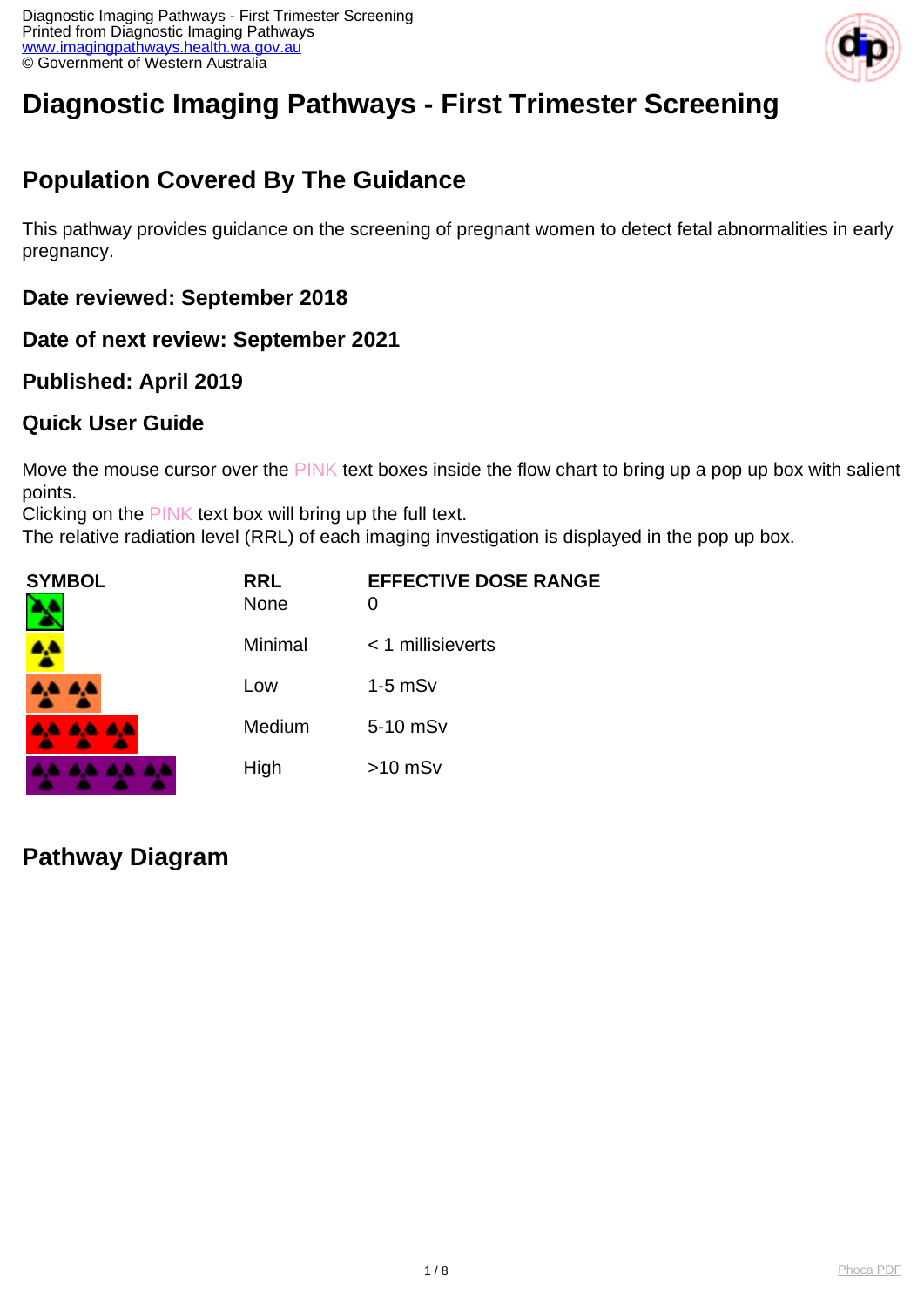# Diagnostic Imaging Pathways - First Trimester Screening

## Population Covered By The Guidance

This pathway provides guidance on the screening of pregnant women to detect fetal abnormalities in early pregnancy.

### Date reviewed: September 2018

### Date of next review: September 2021

### Published: April 2019

### Quick User Guide

Move the mouse cursor over the PINK text boxes inside the flow chart to bring up a pop up box with salient points.
Clicking on the PINK text box will bring up the full text.
The relative radiation level (RRL) of each imaging investigation is displayed in the pop up box.

| SYMBOL | RRL | EFFECTIVE DOSE RANGE |
| --- | --- | --- |
| | None | 0 |
| | Minimal | < 1 millisieverts |
| | Low | 1-5 mSv |
| | Medium | 5-10 mSv |
| | High | >10 mSv |

## Pathway Diagram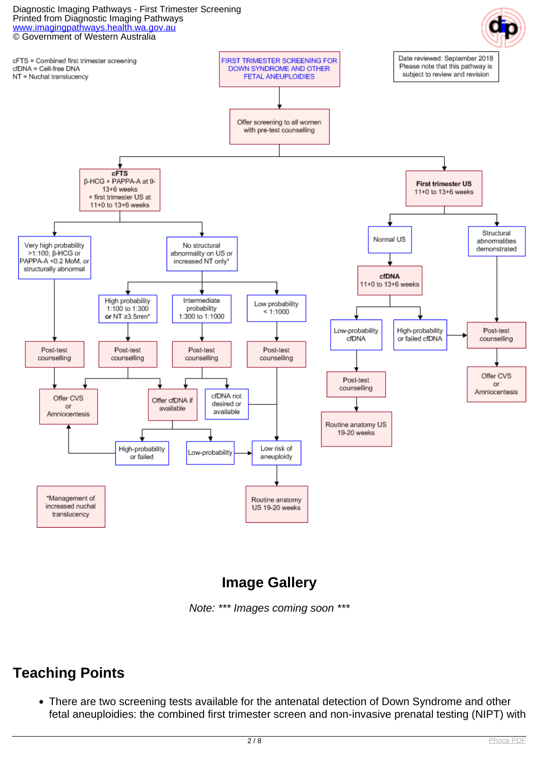cFTS = Combined first trimester screening
cfDNA = Cell-free DNA
NT = Nuchal translucency

FIRST TRIMESTER SCREENING FOR DOWN SYNDROME AND OTHER FETAL ANEUPLOIDIES

Date reviewed: September 2018
Please note that this pathway is subject to review and revision

- Offer screening to all women with pre-test counselling
  - **cFTS** β-HCG + PAPPA-A at 9-13+6 weeks + first trimester US at 11+0 to 13+6 weeks
    - Very high probability >1:100, β-HCG or PAPPA-A <0.2 MoM, or structurally abnormal → Post-test counselling → Offer CVS or Amniocentesis
    - No structural abnormality on US or increased NT only*
      - High probability 1:100 to 1:300 **or** NT ≥3.5mm* → Post-test counselling → Offer CVS or Amniocentesis / Offer cfDNA if available
      - Intermediate probability 1:300 to 1:1000 → Post-test counselling → Offer cfDNA if available / cfDNA not desired or available → Low risk of aneuploidy
        - Offer cfDNA if available → High-probability or failed → Offer CVS or Amniocentesis
        - Offer cfDNA if available → Low-probability → Low risk of aneuploidy
      - Low probability < 1:1000 → Post-test counselling → Low risk of aneuploidy → Routine anatomy US 19-20 weeks
  - **First trimester US** 11+0 to 13+6 weeks
    - Normal US → **cfDNA** 11+0 to 13+6 weeks
      - Low-probability cfDNA → Post-test counselling → Routine anatomy US 19-20 weeks
      - High-probability or failed cfDNA → Post-test counselling → Offer CVS or Amniocentesis
    - Structural abnormalities demonstrated → Post-test counselling → Offer CVS or Amniocentesis

*Management of increased nuchal translucency

## Image Gallery

*Note: *** Images coming soon ****

## Teaching Points

- There are two screening tests available for the antenatal detection of Down Syndrome and other fetal aneuploidies: the combined first trimester screen and non-invasive prenatal testing (NIPT) with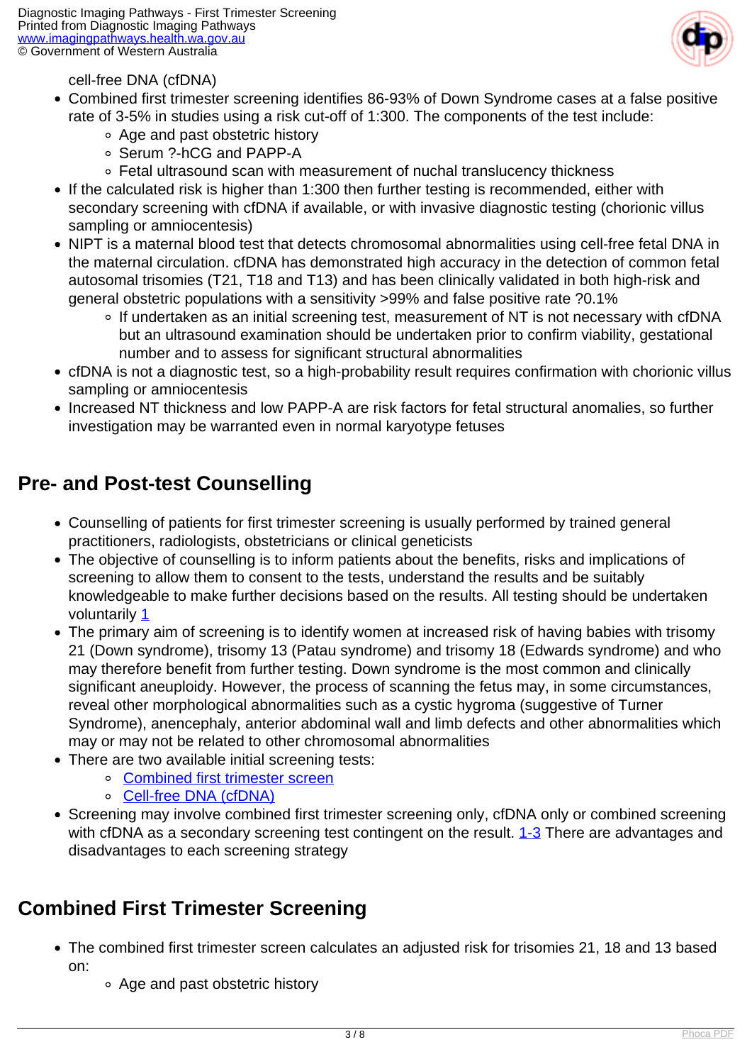cell-free DNA (cfDNA)

- Combined first trimester screening identifies 86-93% of Down Syndrome cases at a false positive rate of 3-5% in studies using a risk cut-off of 1:300. The components of the test include:
    - Age and past obstetric history
    - Serum ?-hCG and PAPP-A
    - Fetal ultrasound scan with measurement of nuchal translucency thickness
- If the calculated risk is higher than 1:300 then further testing is recommended, either with secondary screening with cfDNA if available, or with invasive diagnostic testing (chorionic villus sampling or amniocentesis)
- NIPT is a maternal blood test that detects chromosomal abnormalities using cell-free fetal DNA in the maternal circulation. cfDNA has demonstrated high accuracy in the detection of common fetal autosomal trisomies (T21, T18 and T13) and has been clinically validated in both high-risk and general obstetric populations with a sensitivity >99% and false positive rate ?0.1%
    - If undertaken as an initial screening test, measurement of NT is not necessary with cfDNA but an ultrasound examination should be undertaken prior to confirm viability, gestational number and to assess for significant structural abnormalities
- cfDNA is not a diagnostic test, so a high-probability result requires confirmation with chorionic villus sampling or amniocentesis
- Increased NT thickness and low PAPP-A are risk factors for fetal structural anomalies, so further investigation may be warranted even in normal karyotype fetuses

## Pre- and Post-test Counselling

- Counselling of patients for first trimester screening is usually performed by trained general practitioners, radiologists, obstetricians or clinical geneticists
- The objective of counselling is to inform patients about the benefits, risks and implications of screening to allow them to consent to the tests, understand the results and be suitably knowledgeable to make further decisions based on the results. All testing should be undertaken voluntarily [1]
- The primary aim of screening is to identify women at increased risk of having babies with trisomy 21 (Down syndrome), trisomy 13 (Patau syndrome) and trisomy 18 (Edwards syndrome) and who may therefore benefit from further testing. Down syndrome is the most common and clinically significant aneuploidy. However, the process of scanning the fetus may, in some circumstances, reveal other morphological abnormalities such as a cystic hygroma (suggestive of Turner Syndrome), anencephaly, anterior abdominal wall and limb defects and other abnormalities which may or may not be related to other chromosomal abnormalities
- There are two available initial screening tests:
    - Combined first trimester screen
    - Cell-free DNA (cfDNA)
- Screening may involve combined first trimester screening only, cfDNA only or combined screening with cfDNA as a secondary screening test contingent on the result. [1-3] There are advantages and disadvantages to each screening strategy

## Combined First Trimester Screening

- The combined first trimester screen calculates an adjusted risk for trisomies 21, 18 and 13 based on:
    - Age and past obstetric history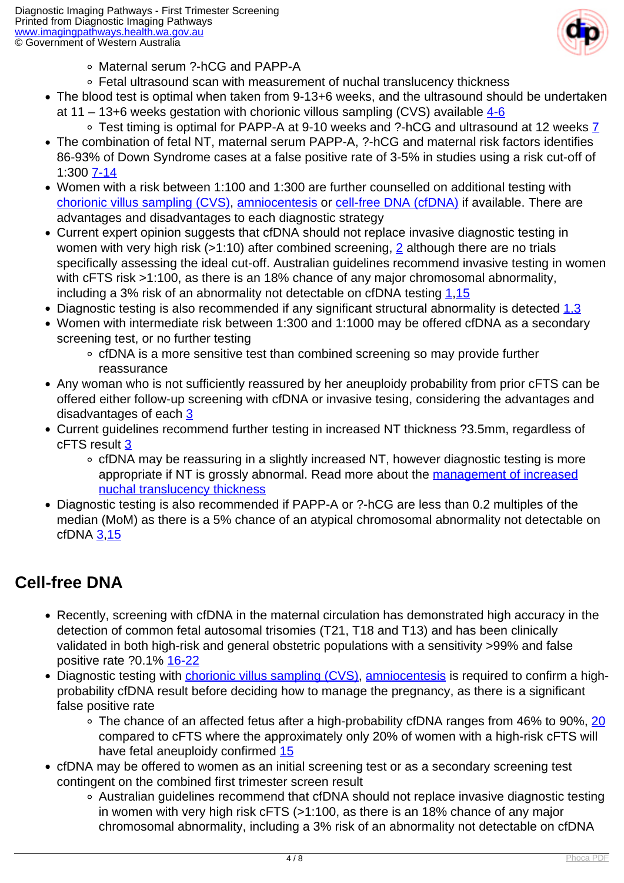- Maternal serum ?-hCG and PAPP-A
  - Fetal ultrasound scan with measurement of nuchal translucency thickness
- The blood test is optimal when taken from 9-13+6 weeks, and the ultrasound should be undertaken at 11 – 13+6 weeks gestation with chorionic villous sampling (CVS) available 4-6
  - Test timing is optimal for PAPP-A at 9-10 weeks and ?-hCG and ultrasound at 12 weeks 7
- The combination of fetal NT, maternal serum PAPP-A, ?-hCG and maternal risk factors identifies 86-93% of Down Syndrome cases at a false positive rate of 3-5% in studies using a risk cut-off of 1:300 7-14
- Women with a risk between 1:100 and 1:300 are further counselled on additional testing with chorionic villus sampling (CVS), amniocentesis or cell-free DNA (cfDNA) if available. There are advantages and disadvantages to each diagnostic strategy
- Current expert opinion suggests that cfDNA should not replace invasive diagnostic testing in women with very high risk (>1:10) after combined screening, 2 although there are no trials specifically assessing the ideal cut-off. Australian guidelines recommend invasive testing in women with cFTS risk >1:100, as there is an 18% chance of any major chromosomal abnormality, including a 3% risk of an abnormality not detectable on cfDNA testing 1,15
- Diagnostic testing is also recommended if any significant structural abnormality is detected 1,3
- Women with intermediate risk between 1:300 and 1:1000 may be offered cfDNA as a secondary screening test, or no further testing
  - cfDNA is a more sensitive test than combined screening so may provide further reassurance
- Any woman who is not sufficiently reassured by her aneuploidy probability from prior cFTS can be offered either follow-up screening with cfDNA or invasive tesing, considering the advantages and disadvantages of each 3
- Current guidelines recommend further testing in increased NT thickness ?3.5mm, regardless of cFTS result 3
  - cfDNA may be reassuring in a slightly increased NT, however diagnostic testing is more appropriate if NT is grossly abnormal. Read more about the management of increased nuchal translucency thickness
- Diagnostic testing is also recommended if PAPP-A or ?-hCG are less than 0.2 multiples of the median (MoM) as there is a 5% chance of an atypical chromosomal abnormality not detectable on cfDNA 3,15

## Cell-free DNA

- Recently, screening with cfDNA in the maternal circulation has demonstrated high accuracy in the detection of common fetal autosomal trisomies (T21, T18 and T13) and has been clinically validated in both high-risk and general obstetric populations with a sensitivity >99% and false positive rate ?0.1% 16-22
- Diagnostic testing with chorionic villus sampling (CVS), amniocentesis is required to confirm a high-probability cfDNA result before deciding how to manage the pregnancy, as there is a significant false positive rate
  - The chance of an affected fetus after a high-probability cfDNA ranges from 46% to 90%, 20 compared to cFTS where the approximately only 20% of women with a high-risk cFTS will have fetal aneuploidy confirmed 15
- cfDNA may be offered to women as an initial screening test or as a secondary screening test contingent on the combined first trimester screen result
  - Australian guidelines recommend that cfDNA should not replace invasive diagnostic testing in women with very high risk cFTS (>1:100, as there is an 18% chance of any major chromosomal abnormality, including a 3% risk of an abnormality not detectable on cfDNA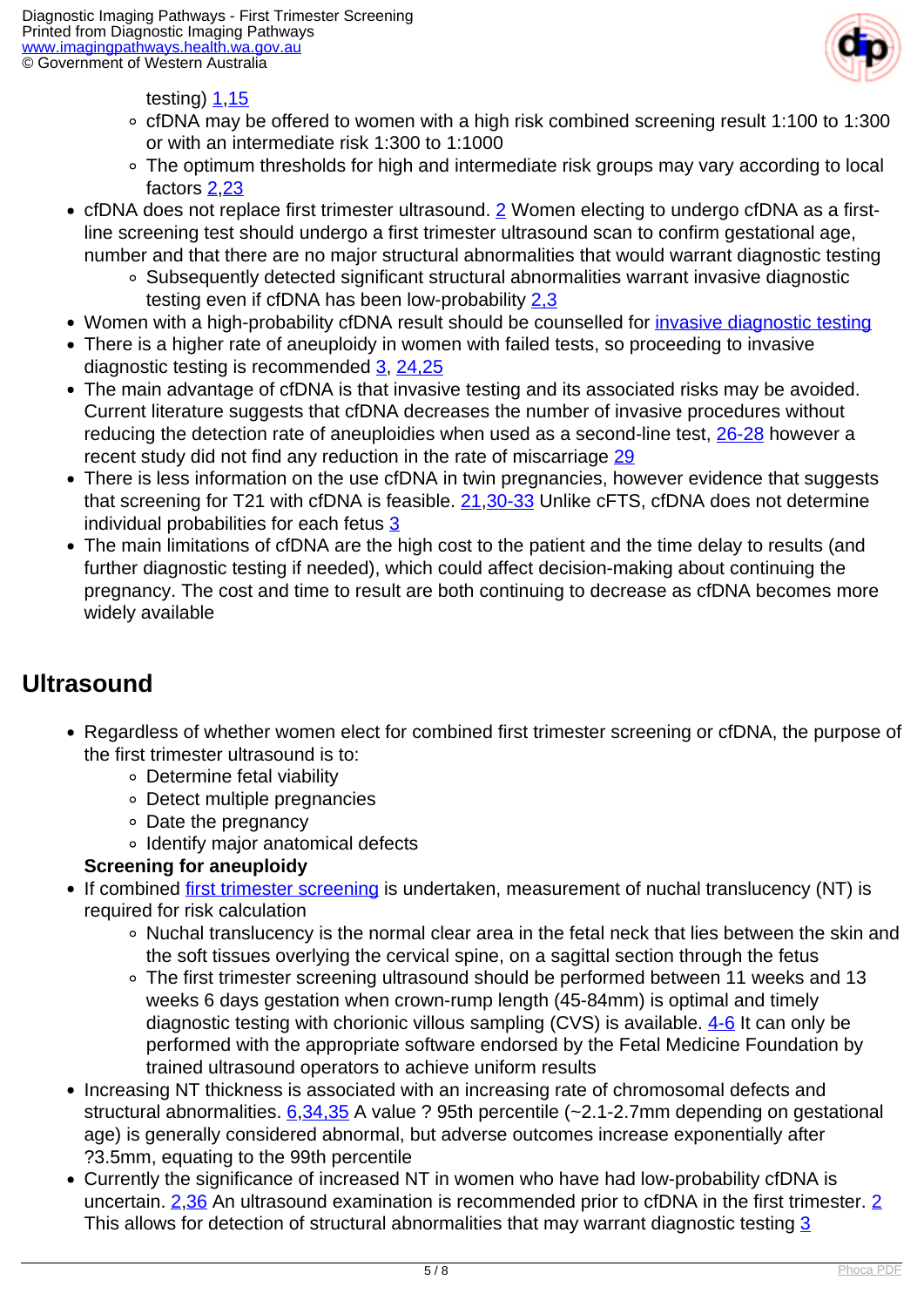testing) 1,15
    - cfDNA may be offered to women with a high risk combined screening result 1:100 to 1:300 or with an intermediate risk 1:300 to 1:1000
    - The optimum thresholds for high and intermediate risk groups may vary according to local factors 2,23
- cfDNA does not replace first trimester ultrasound. 2 Women electing to undergo cfDNA as a first-line screening test should undergo a first trimester ultrasound scan to confirm gestational age, number and that there are no major structural abnormalities that would warrant diagnostic testing
    - Subsequently detected significant structural abnormalities warrant invasive diagnostic testing even if cfDNA has been low-probability 2,3
- Women with a high-probability cfDNA result should be counselled for invasive diagnostic testing
- There is a higher rate of aneuploidy in women with failed tests, so proceeding to invasive diagnostic testing is recommended 3, 24,25
- The main advantage of cfDNA is that invasive testing and its associated risks may be avoided. Current literature suggests that cfDNA decreases the number of invasive procedures without reducing the detection rate of aneuploidies when used as a second-line test, 26-28 however a recent study did not find any reduction in the rate of miscarriage 29
- There is less information on the use cfDNA in twin pregnancies, however evidence that suggests that screening for T21 with cfDNA is feasible. 21,30-33 Unlike cFTS, cfDNA does not determine individual probabilities for each fetus 3
- The main limitations of cfDNA are the high cost to the patient and the time delay to results (and further diagnostic testing if needed), which could affect decision-making about continuing the pregnancy. The cost and time to result are both continuing to decrease as cfDNA becomes more widely available

## Ultrasound

- Regardless of whether women elect for combined first trimester screening or cfDNA, the purpose of the first trimester ultrasound is to:
    - Determine fetal viability
    - Detect multiple pregnancies
    - Date the pregnancy
    - Identify major anatomical defects

**Screening for aneuploidy**

- If combined first trimester screening is undertaken, measurement of nuchal translucency (NT) is required for risk calculation
    - Nuchal translucency is the normal clear area in the fetal neck that lies between the skin and the soft tissues overlying the cervical spine, on a sagittal section through the fetus
    - The first trimester screening ultrasound should be performed between 11 weeks and 13 weeks 6 days gestation when crown-rump length (45-84mm) is optimal and timely diagnostic testing with chorionic villous sampling (CVS) is available. 4-6 It can only be performed with the appropriate software endorsed by the Fetal Medicine Foundation by trained ultrasound operators to achieve uniform results
- Increasing NT thickness is associated with an increasing rate of chromosomal defects and structural abnormalities. 6,34,35 A value ? 95th percentile (~2.1-2.7mm depending on gestational age) is generally considered abnormal, but adverse outcomes increase exponentially after ?3.5mm, equating to the 99th percentile
- Currently the significance of increased NT in women who have had low-probability cfDNA is uncertain. 2,36 An ultrasound examination is recommended prior to cfDNA in the first trimester. 2 This allows for detection of structural abnormalities that may warrant diagnostic testing 3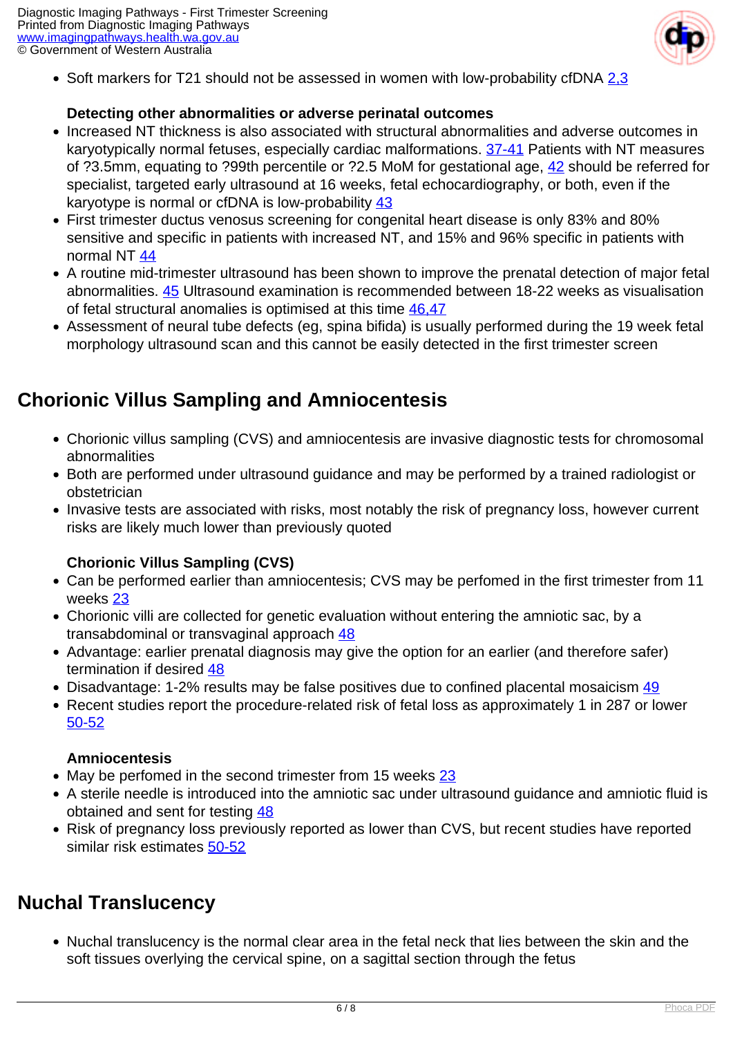- Soft markers for T21 should not be assessed in women with low-probability cfDNA 2,3

### Detecting other abnormalities or adverse perinatal outcomes

- Increased NT thickness is also associated with structural abnormalities and adverse outcomes in karyotypically normal fetuses, especially cardiac malformations. 37-41 Patients with NT measures of ?3.5mm, equating to ?99th percentile or ?2.5 MoM for gestational age, 42 should be referred for specialist, targeted early ultrasound at 16 weeks, fetal echocardiography, or both, even if the karyotype is normal or cfDNA is low-probability 43
- First trimester ductus venosus screening for congenital heart disease is only 83% and 80% sensitive and specific in patients with increased NT, and 15% and 96% specific in patients with normal NT 44
- A routine mid-trimester ultrasound has been shown to improve the prenatal detection of major fetal abnormalities. 45 Ultrasound examination is recommended between 18-22 weeks as visualisation of fetal structural anomalies is optimised at this time 46,47
- Assessment of neural tube defects (eg, spina bifida) is usually performed during the 19 week fetal morphology ultrasound scan and this cannot be easily detected in the first trimester screen

## Chorionic Villus Sampling and Amniocentesis

- Chorionic villus sampling (CVS) and amniocentesis are invasive diagnostic tests for chromosomal abnormalities
- Both are performed under ultrasound guidance and may be performed by a trained radiologist or obstetrician
- Invasive tests are associated with risks, most notably the risk of pregnancy loss, however current risks are likely much lower than previously quoted

### Chorionic Villus Sampling (CVS)

- Can be performed earlier than amniocentesis; CVS may be perfomed in the first trimester from 11 weeks 23
- Chorionic villi are collected for genetic evaluation without entering the amniotic sac, by a transabdominal or transvaginal approach 48
- Advantage: earlier prenatal diagnosis may give the option for an earlier (and therefore safer) termination if desired 48
- Disadvantage: 1-2% results may be false positives due to confined placental mosaicism 49
- Recent studies report the procedure-related risk of fetal loss as approximately 1 in 287 or lower 50-52

### Amniocentesis

- May be perfomed in the second trimester from 15 weeks 23
- A sterile needle is introduced into the amniotic sac under ultrasound guidance and amniotic fluid is obtained and sent for testing 48
- Risk of pregnancy loss previously reported as lower than CVS, but recent studies have reported similar risk estimates 50-52

## Nuchal Translucency

- Nuchal translucency is the normal clear area in the fetal neck that lies between the skin and the soft tissues overlying the cervical spine, on a sagittal section through the fetus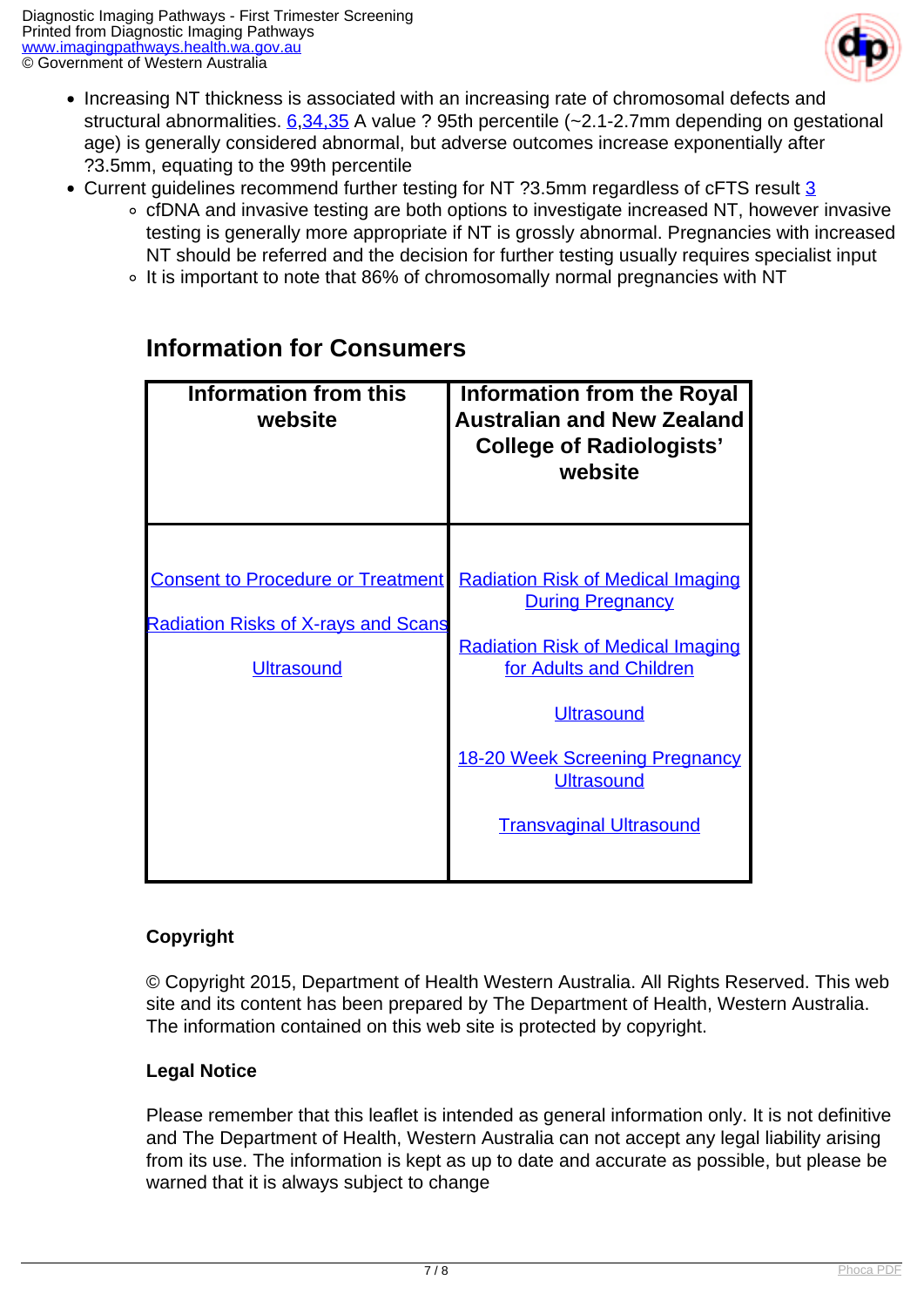- Increasing NT thickness is associated with an increasing rate of chromosomal defects and structural abnormalities. [6,34,35] A value ? 95th percentile (~2.1-2.7mm depending on gestational age) is generally considered abnormal, but adverse outcomes increase exponentially after ?3.5mm, equating to the 99th percentile
- Current guidelines recommend further testing for NT ?3.5mm regardless of cFTS result [3]
  - cfDNA and invasive testing are both options to investigate increased NT, however invasive testing is generally more appropriate if NT is grossly abnormal. Pregnancies with increased NT should be referred and the decision for further testing usually requires specialist input
  - It is important to note that 86% of chromosomally normal pregnancies with NT

## Information for Consumers

| Information from this website | Information from the Royal Australian and New Zealand College of Radiologists' website |
|---|---|
| Consent to Procedure or Treatment<br><br>Radiation Risks of X-rays and Scans<br><br>Ultrasound | Radiation Risk of Medical Imaging During Pregnancy<br><br>Radiation Risk of Medical Imaging for Adults and Children<br><br>Ultrasound<br><br>18-20 Week Screening Pregnancy Ultrasound<br><br>Transvaginal Ultrasound |

**Copyright**

© Copyright 2015, Department of Health Western Australia. All Rights Reserved. This web site and its content has been prepared by The Department of Health, Western Australia. The information contained on this web site is protected by copyright.

**Legal Notice**

Please remember that this leaflet is intended as general information only. It is not definitive and The Department of Health, Western Australia can not accept any legal liability arising from its use. The information is kept as up to date and accurate as possible, but please be warned that it is always subject to change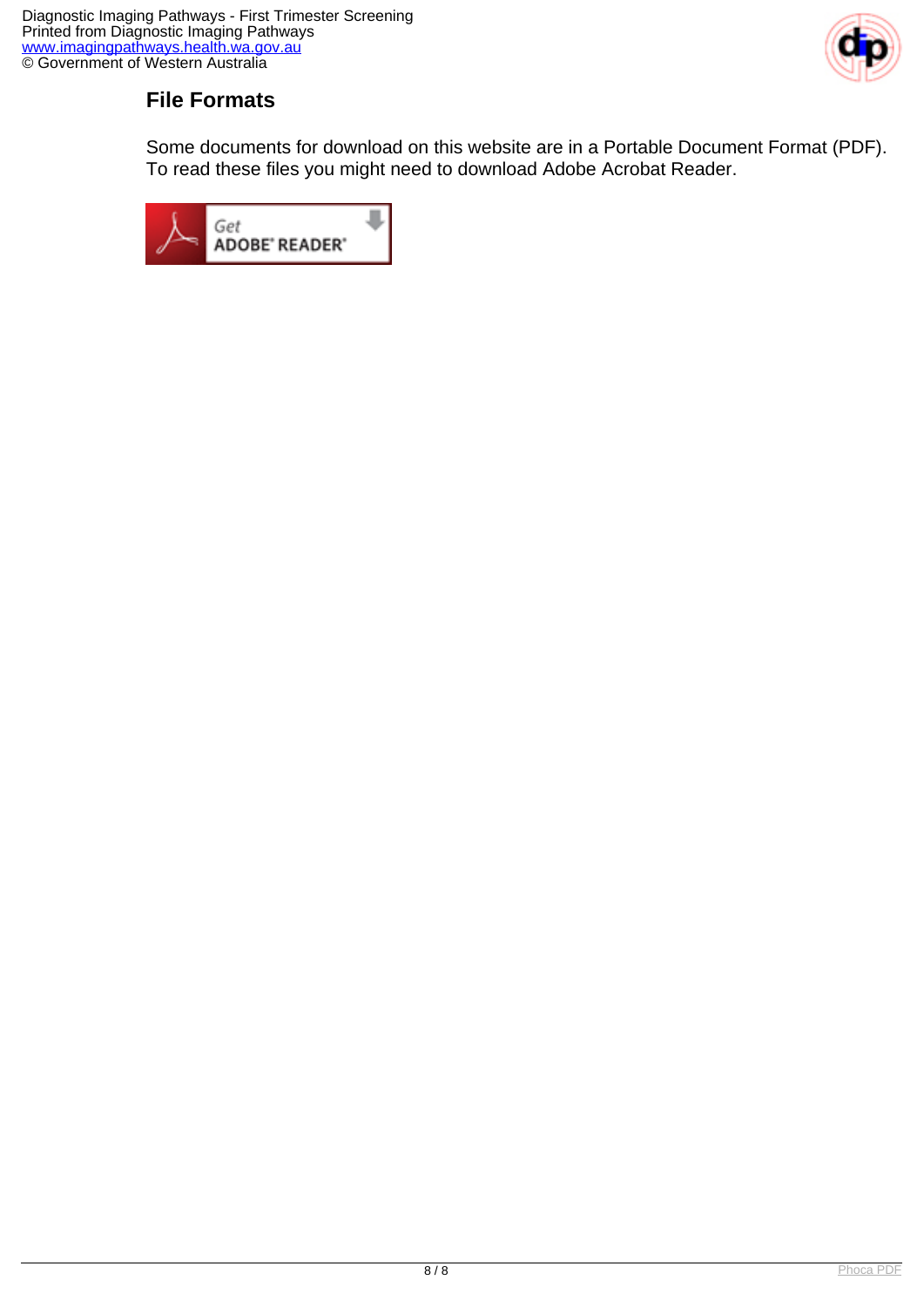## File Formats

Some documents for download on this website are in a Portable Document Format (PDF). To read these files you might need to download Adobe Acrobat Reader.